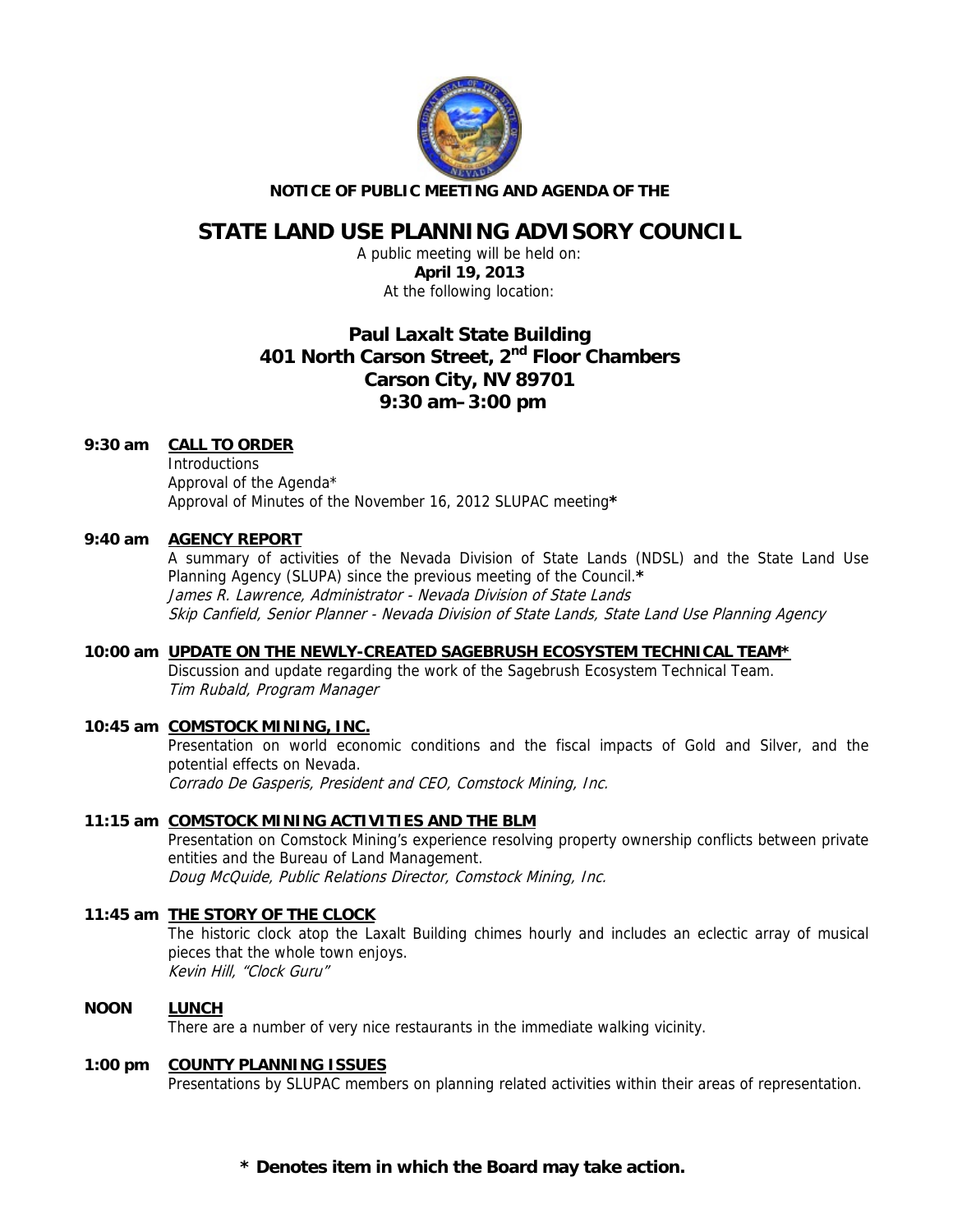**NOTICE OF PUBLIC MEETING AND AGENDA OF THE**

# STATE LAND USE PLANNING ADVISORY COUNCIL

A public meeting will be held on:
**April 19, 2013**
At the following location:

## Paul Laxalt State Building
## 401 North Carson Street, 2nd Floor Chambers
## Carson City, NV 89701
## 9:30 am–3:00 pm

**9:30 am** **CALL TO ORDER**

Introductions
Approval of the Agenda*
Approval of Minutes of the November 16, 2012 SLUPAC meeting**\***

**9:40 am** **AGENCY REPORT**

A summary of activities of the Nevada Division of State Lands (NDSL) and the State Land Use Planning Agency (SLUPA) since the previous meeting of the Council.**\***
*James R. Lawrence, Administrator - Nevada Division of State Lands*
*Skip Canfield, Senior Planner - Nevada Division of State Lands, State Land Use Planning Agency*

**10:00 am** **UPDATE ON THE NEWLY-CREATED SAGEBRUSH ECOSYSTEM TECHNICAL TEAM\***

Discussion and update regarding the work of the Sagebrush Ecosystem Technical Team.
*Tim Rubald, Program Manager*

**10:45 am** **COMSTOCK MINING, INC.**

Presentation on world economic conditions and the fiscal impacts of Gold and Silver, and the potential effects on Nevada.
*Corrado De Gasperis, President and CEO, Comstock Mining, Inc.*

**11:15 am** **COMSTOCK MINING ACTIVITIES AND THE BLM**

Presentation on Comstock Mining's experience resolving property ownership conflicts between private entities and the Bureau of Land Management.
*Doug McQuide, Public Relations Director, Comstock Mining, Inc.*

**11:45 am** **THE STORY OF THE CLOCK**

The historic clock atop the Laxalt Building chimes hourly and includes an eclectic array of musical pieces that the whole town enjoys.
*Kevin Hill, "Clock Guru"*

**NOON** **LUNCH**

There are a number of very nice restaurants in the immediate walking vicinity.

**1:00 pm** **COUNTY PLANNING ISSUES**

Presentations by SLUPAC members on planning related activities within their areas of representation.

**\* Denotes item in which the Board may take action.**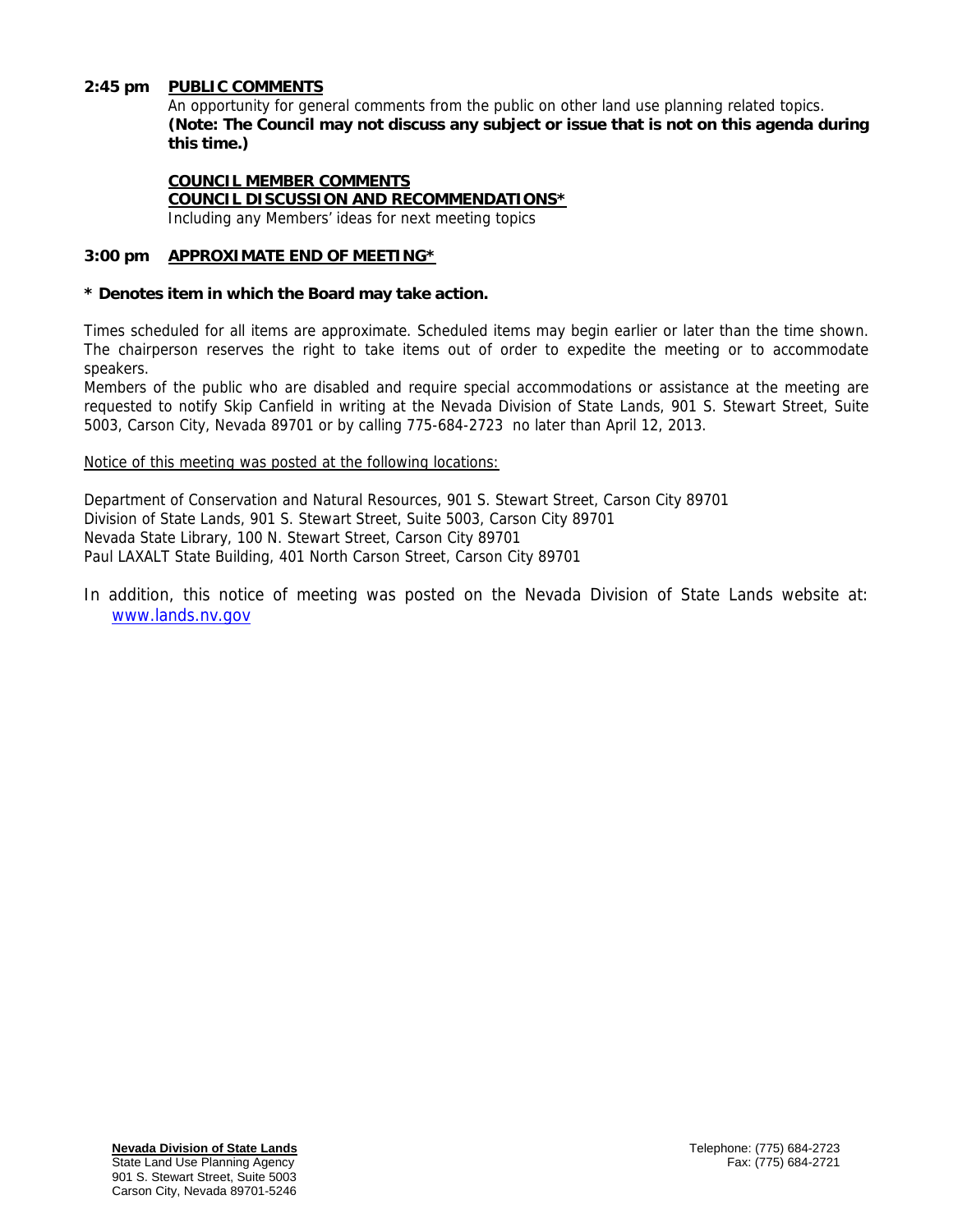**2:45 pm** **PUBLIC COMMENTS**

An opportunity for general comments from the public on other land use planning related topics. **(Note: The Council may not discuss any subject or issue that is not on this agenda during this time.)**

**COUNCIL MEMBER COMMENTS**

**COUNCIL DISCUSSION AND RECOMMENDATIONS***

Including any Members' ideas for next meeting topics

**3:00 pm** **APPROXIMATE END OF MEETING***

**\* Denotes item in which the Board may take action.**

Times scheduled for all items are approximate. Scheduled items may begin earlier or later than the time shown. The chairperson reserves the right to take items out of order to expedite the meeting or to accommodate speakers.

Members of the public who are disabled and require special accommodations or assistance at the meeting are requested to notify Skip Canfield in writing at the Nevada Division of State Lands, 901 S. Stewart Street, Suite 5003, Carson City, Nevada 89701 or by calling 775-684-2723 no later than April 12, 2013.

Notice of this meeting was posted at the following locations:

Department of Conservation and Natural Resources, 901 S. Stewart Street, Carson City 89701
Division of State Lands, 901 S. Stewart Street, Suite 5003, Carson City 89701
Nevada State Library, 100 N. Stewart Street, Carson City 89701
Paul LAXALT State Building, 401 North Carson Street, Carson City 89701

In addition, this notice of meeting was posted on the Nevada Division of State Lands website at: www.lands.nv.gov

**Nevada Division of State Lands**
State Land Use Planning Agency
901 S. Stewart Street, Suite 5003
Carson City, Nevada 89701-5246

Telephone: (775) 684-2723
Fax: (775) 684-2721